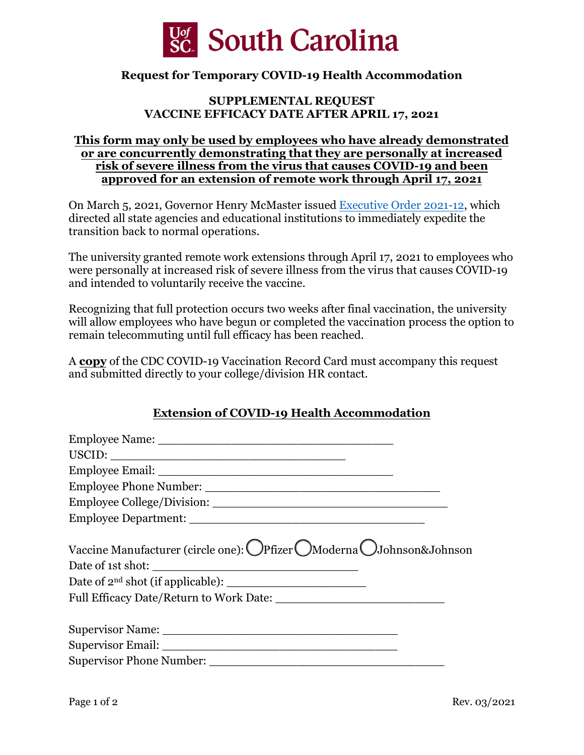# UofSC South Carolina

## Request for Temporary COVID-19 Health Accommodation

### SUPPLEMENTAL REQUEST
### VACCINE EFFICACY DATE AFTER APRIL 17, 2021

**This form may only be used by employees who have already demonstrated or are concurrently demonstrating that they are personally at increased risk of severe illness from the virus that causes COVID-19 and been approved for an extension of remote work through April 17, 2021**

On March 5, 2021, Governor Henry McMaster issued Executive Order 2021-12, which directed all state agencies and educational institutions to immediately expedite the transition back to normal operations.

The university granted remote work extensions through April 17, 2021 to employees who were personally at increased risk of severe illness from the virus that causes COVID-19 and intended to voluntarily receive the vaccine.

Recognizing that full protection occurs two weeks after final vaccination, the university will allow employees who have begun or completed the vaccination process the option to remain telecommuting until full efficacy has been reached.

A **copy** of the CDC COVID-19 Vaccination Record Card must accompany this request and submitted directly to your college/division HR contact.

### Extension of COVID-19 Health Accommodation

Employee Name: ________________________________

USCID: ________________________________

Employee Email: ________________________________

Employee Phone Number: ________________________________

Employee College/Division: ________________________________

Employee Department: ________________________________

Vaccine Manufacturer (circle one): ◯ Pfizer ◯ Moderna ◯ Johnson&Johnson

Date of 1st shot: ____________________________

Date of 2nd shot (if applicable): ____________________

Full Efficacy Date/Return to Work Date: ______________________

Supervisor Name: ________________________________

Supervisor Email: ________________________________

Supervisor Phone Number: ________________________________

Rev. 03/2021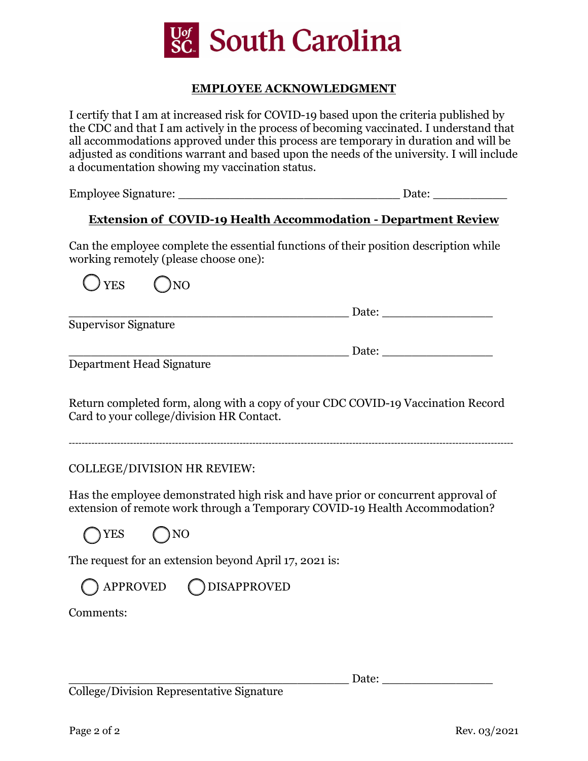UofSC South Carolina

## EMPLOYEE ACKNOWLEDGMENT

I certify that I am at increased risk for COVID-19 based upon the criteria published by the CDC and that I am actively in the process of becoming vaccinated. I understand that all accommodations approved under this process are temporary in duration and will be adjusted as conditions warrant and based upon the needs of the university. I will include a documentation showing my vaccination status.

Employee Signature: ______________________________ Date: __________

## Extension of COVID-19 Health Accommodation - Department Review

Can the employee complete the essential functions of their position description while working remotely (please choose one):

◯ YES ◯ NO

________________________________________ Date: _______________
Supervisor Signature

________________________________________ Date: _______________
Department Head Signature

Return completed form, along with a copy of your CDC COVID-19 Vaccination Record Card to your college/division HR Contact.

---

COLLEGE/DIVISION HR REVIEW:

Has the employee demonstrated high risk and have prior or concurrent approval of extension of remote work through a Temporary COVID-19 Health Accommodation?

◯ YES ◯ NO

The request for an extension beyond April 17, 2021 is:

◯ APPROVED ◯ DISAPPROVED

Comments:

________________________________________ Date: _______________
College/Division Representative Signature

Rev. 03/2021